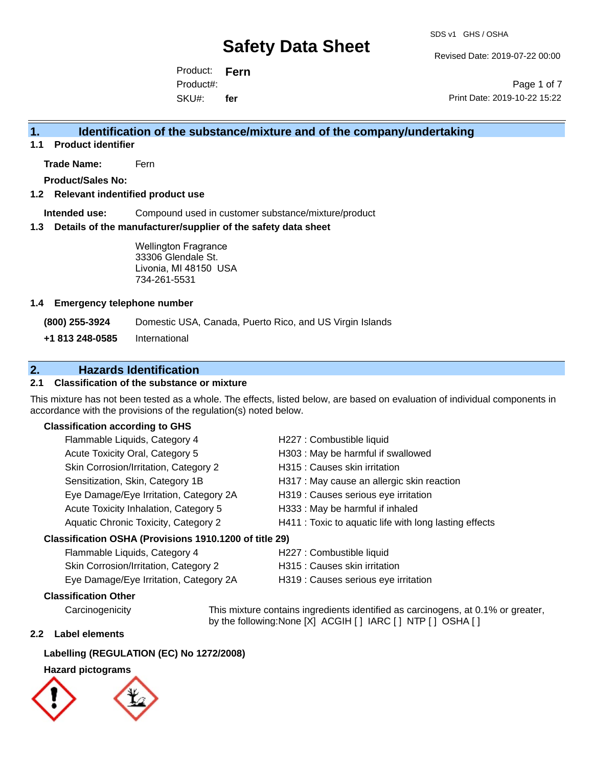# Safety Data Sheet

SDS v1 GHS / OSHA

Revised Date: 2019-07-22 00:00

Product: **Fern**
Product#:
SKU#: **fer**

Print Date: 2019-10-22 15:22

## 1. Identification of the substance/mixture and of the company/undertaking

### 1.1 Product identifier

**Trade Name:** Fern

**Product/Sales No:**

### 1.2 Relevant indentified product use

**Intended use:** Compound used in customer substance/mixture/product

### 1.3 Details of the manufacturer/supplier of the safety data sheet

Wellington Fragrance
33306 Glendale St.
Livonia, MI 48150 USA
734-261-5531

### 1.4 Emergency telephone number

**(800) 255-3924** Domestic USA, Canada, Puerto Rico, and US Virgin Islands

**+1 813 248-0585** International

## 2. Hazards Identification

### 2.1 Classification of the substance or mixture

This mixture has not been tested as a whole. The effects, listed below, are based on evaluation of individual components in accordance with the provisions of the regulation(s) noted below.

**Classification according to GHS**

| | |
|---|---|
| Flammable Liquids, Category 4 | H227 : Combustible liquid |
| Acute Toxicity Oral, Category 5 | H303 : May be harmful if swallowed |
| Skin Corrosion/Irritation, Category 2 | H315 : Causes skin irritation |
| Sensitization, Skin, Category 1B | H317 : May cause an allergic skin reaction |
| Eye Damage/Eye Irritation, Category 2A | H319 : Causes serious eye irritation |
| Acute Toxicity Inhalation, Category 5 | H333 : May be harmful if inhaled |
| Aquatic Chronic Toxicity, Category 2 | H411 : Toxic to aquatic life with long lasting effects |

**Classification OSHA (Provisions 1910.1200 of title 29)**

| | |
|---|---|
| Flammable Liquids, Category 4 | H227 : Combustible liquid |
| Skin Corrosion/Irritation, Category 2 | H315 : Causes skin irritation |
| Eye Damage/Eye Irritation, Category 2A | H319 : Causes serious eye irritation |

**Classification Other**

Carcinogenicity: This mixture contains ingredients identified as carcinogens, at 0.1% or greater, by the following:None [X] ACGIH [ ] IARC [ ] NTP [ ] OSHA [ ]

### 2.2 Label elements

**Labelling (REGULATION (EC) No 1272/2008)**

**Hazard pictograms**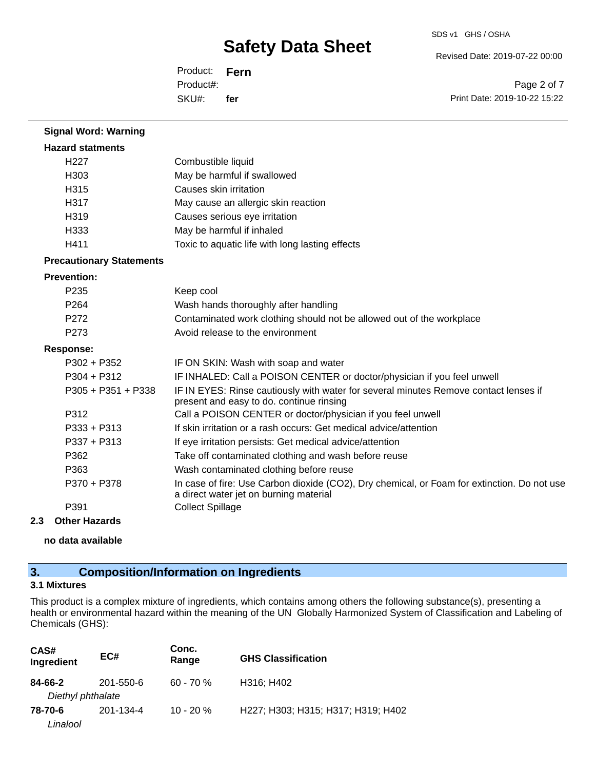**Signal Word: Warning**

**Hazard statments**

| | |
|---|---|
| H227 | Combustible liquid |
| H303 | May be harmful if swallowed |
| H315 | Causes skin irritation |
| H317 | May cause an allergic skin reaction |
| H319 | Causes serious eye irritation |
| H333 | May be harmful if inhaled |
| H411 | Toxic to aquatic life with long lasting effects |

**Precautionary Statements**

**Prevention:**

| | |
|---|---|
| P235 | Keep cool |
| P264 | Wash hands thoroughly after handling |
| P272 | Contaminated work clothing should not be allowed out of the workplace |
| P273 | Avoid release to the environment |

**Response:**

| | |
|---|---|
| P302 + P352 | IF ON SKIN: Wash with soap and water |
| P304 + P312 | IF INHALED: Call a POISON CENTER or doctor/physician if you feel unwell |
| P305 + P351 + P338 | IF IN EYES: Rinse cautiously with water for several minutes Remove contact lenses if present and easy to do. continue rinsing |
| P312 | Call a POISON CENTER or doctor/physician if you feel unwell |
| P333 + P313 | If skin irritation or a rash occurs: Get medical advice/attention |
| P337 + P313 | If eye irritation persists: Get medical advice/attention |
| P362 | Take off contaminated clothing and wash before reuse |
| P363 | Wash contaminated clothing before reuse |
| P370 + P378 | In case of fire: Use Carbon dioxide ($CO_2$), Dry chemical, or Foam for extinction. Do not use a direct water jet on burning material |
| P391 | Collect Spillage |

### 2.3 Other Hazards

**no data available**

## 3. Composition/Information on Ingredients

### 3.1 Mixtures

This product is a complex mixture of ingredients, which contains among others the following substance(s), presenting a health or environmental hazard within the meaning of the UN Globally Harmonized System of Classification and Labeling of Chemicals (GHS):

| CAS# Ingredient | EC# | Conc. Range | GHS Classification |
|---|---|---|---|
| **84-66-2** *Diethyl phthalate* | 201-550-6 | 60 - 70 % | H316; H402 |
| **78-70-6** *Linalool* | 201-134-4 | 10 - 20 % | H227; H303; H315; H317; H319; H402 |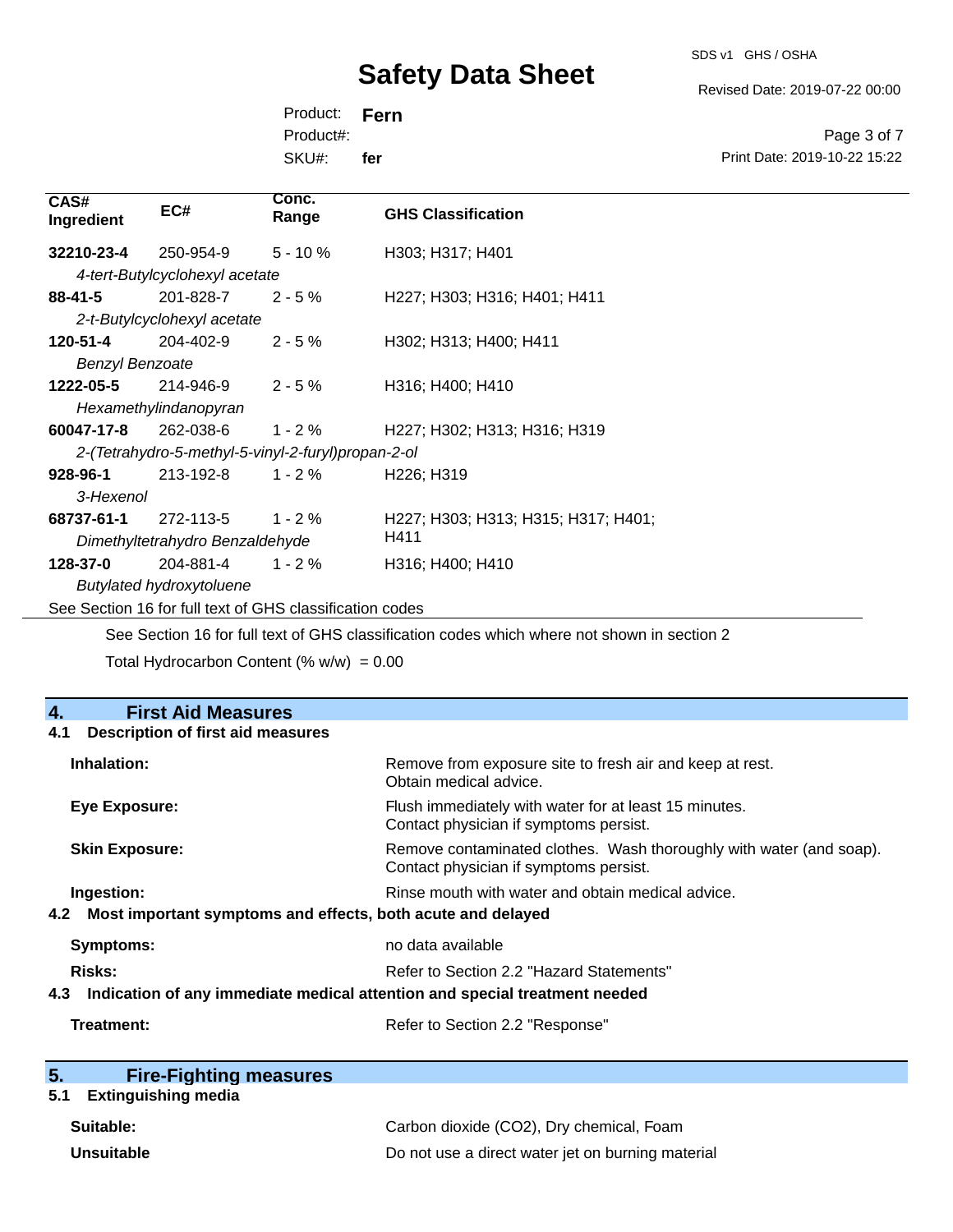| CAS# Ingredient | EC# | Conc. Range | GHS Classification |
|---|---|---|---|
| **32210-23-4** *4-tert-Butylcyclohexyl acetate* | 250-954-9 | 5 - 10 % | H303; H317; H401 |
| **88-41-5** *2-t-Butylcyclohexyl acetate* | 201-828-7 | 2 - 5 % | H227; H303; H316; H401; H411 |
| **120-51-4** *Benzyl Benzoate* | 204-402-9 | 2 - 5 % | H302; H313; H400; H411 |
| **1222-05-5** *Hexamethylindanopyran* | 214-946-9 | 2 - 5 % | H316; H400; H410 |
| **60047-17-8** *2-(Tetrahydro-5-methyl-5-vinyl-2-furyl)propan-2-ol* | 262-038-6 | 1 - 2 % | H227; H302; H313; H316; H319 |
| **928-96-1** *3-Hexenol* | 213-192-8 | 1 - 2 % | H226; H319 |
| **68737-61-1** *Dimethyltetrahydro Benzaldehyde* | 272-113-5 | 1 - 2 % | H227; H303; H313; H315; H317; H401; H411 |
| **128-37-0** *Butylated hydroxytoluene* | 204-881-4 | 1 - 2 % | H316; H400; H410 |

See Section 16 for full text of GHS classification codes

See Section 16 for full text of GHS classification codes which where not shown in section 2

Total Hydrocarbon Content (% w/w) = 0.00

## 4. First Aid Measures

### 4.1 Description of first aid measures

**Inhalation:** Remove from exposure site to fresh air and keep at rest. Obtain medical advice.

**Eye Exposure:** Flush immediately with water for at least 15 minutes. Contact physician if symptoms persist.

**Skin Exposure:** Remove contaminated clothes. Wash thoroughly with water (and soap). Contact physician if symptoms persist.

**Ingestion:** Rinse mouth with water and obtain medical advice.

### 4.2 Most important symptoms and effects, both acute and delayed

**Symptoms:** no data available

**Risks:** Refer to Section 2.2 "Hazard Statements"

### 4.3 Indication of any immediate medical attention and special treatment needed

**Treatment:** Refer to Section 2.2 "Response"

## 5. Fire-Fighting measures

### 5.1 Extinguishing media

**Suitable:** Carbon dioxide ($CO_2$), Dry chemical, Foam

**Unsuitable** Do not use a direct water jet on burning material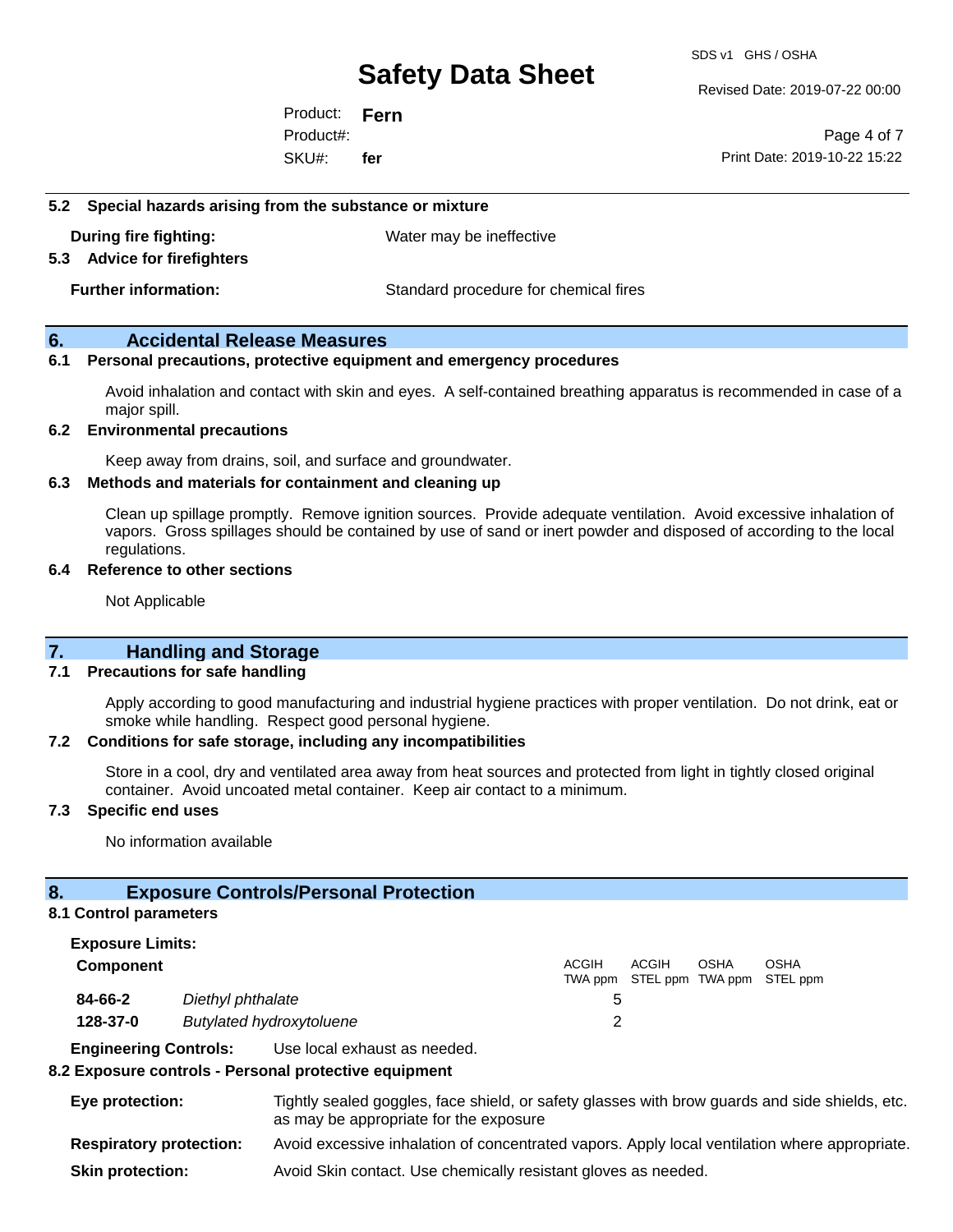### 5.2 Special hazards arising from the substance or mixture

**During fire fighting:** Water may be ineffective

### 5.3 Advice for firefighters

**Further information:** Standard procedure for chemical fires

## 6. Accidental Release Measures

### 6.1 Personal precautions, protective equipment and emergency procedures

Avoid inhalation and contact with skin and eyes. A self-contained breathing apparatus is recommended in case of a major spill.

### 6.2 Environmental precautions

Keep away from drains, soil, and surface and groundwater.

### 6.3 Methods and materials for containment and cleaning up

Clean up spillage promptly. Remove ignition sources. Provide adequate ventilation. Avoid excessive inhalation of vapors. Gross spillages should be contained by use of sand or inert powder and disposed of according to the local regulations.

### 6.4 Reference to other sections

Not Applicable

## 7. Handling and Storage

### 7.1 Precautions for safe handling

Apply according to good manufacturing and industrial hygiene practices with proper ventilation. Do not drink, eat or smoke while handling. Respect good personal hygiene.

### 7.2 Conditions for safe storage, including any incompatibilities

Store in a cool, dry and ventilated area away from heat sources and protected from light in tightly closed original container. Avoid uncoated metal container. Keep air contact to a minimum.

### 7.3 Specific end uses

No information available

## 8. Exposure Controls/Personal Protection

### 8.1 Control parameters

**Exposure Limits:**

| Component | | ACGIH TWA ppm | ACGIH STEL ppm | OSHA TWA ppm | OSHA STEL ppm |
|---|---|---|---|---|---|
| 84-66-2 | *Diethyl phthalate* | 5 | | | |
| 128-37-0 | *Butylated hydroxytoluene* | 2 | | | |

**Engineering Controls:** Use local exhaust as needed.

### 8.2 Exposure controls - Personal protective equipment

**Eye protection:** Tightly sealed goggles, face shield, or safety glasses with brow guards and side shields, etc. as may be appropriate for the exposure

**Respiratory protection:** Avoid excessive inhalation of concentrated vapors. Apply local ventilation where appropriate.

**Skin protection:** Avoid Skin contact. Use chemically resistant gloves as needed.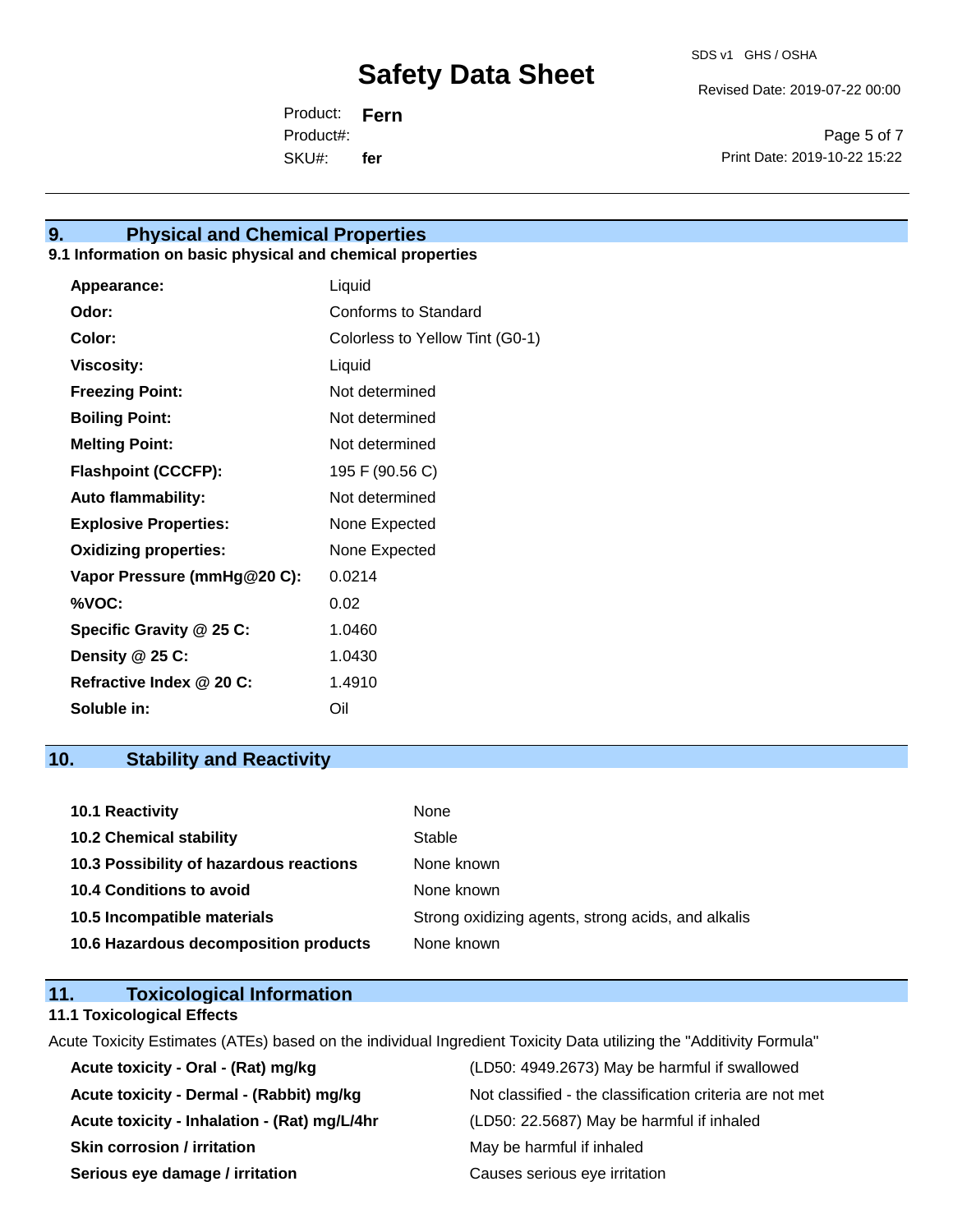## 9. Physical and Chemical Properties

### 9.1 Information on basic physical and chemical properties

| Property | Value |
|---|---|
| **Appearance:** | Liquid |
| **Odor:** | Conforms to Standard |
| **Color:** | Colorless to Yellow Tint (G0-1) |
| **Viscosity:** | Liquid |
| **Freezing Point:** | Not determined |
| **Boiling Point:** | Not determined |
| **Melting Point:** | Not determined |
| **Flashpoint (CCCFP):** | 195 F (90.56 C) |
| **Auto flammability:** | Not determined |
| **Explosive Properties:** | None Expected |
| **Oxidizing properties:** | None Expected |
| **Vapor Pressure (mmHg@20 C):** | 0.0214 |
| **%VOC:** | 0.02 |
| **Specific Gravity @ 25 C:** | 1.0460 |
| **Density @ 25 C:** | 1.0430 |
| **Refractive Index @ 20 C:** | 1.4910 |
| **Soluble in:** | Oil |

## 10. Stability and Reactivity

| Item | Value |
|---|---|
| **10.1 Reactivity** | None |
| **10.2 Chemical stability** | Stable |
| **10.3 Possibility of hazardous reactions** | None known |
| **10.4 Conditions to avoid** | None known |
| **10.5 Incompatible materials** | Strong oxidizing agents, strong acids, and alkalis |
| **10.6 Hazardous decomposition products** | None known |

## 11. Toxicological Information

### 11.1 Toxicological Effects

Acute Toxicity Estimates (ATEs) based on the individual Ingredient Toxicity Data utilizing the "Additivity Formula"

| Item | Value |
|---|---|
| **Acute toxicity - Oral - (Rat) mg/kg** | (LD50: 4949.2673) May be harmful if swallowed |
| **Acute toxicity - Dermal - (Rabbit) mg/kg** | Not classified - the classification criteria are not met |
| **Acute toxicity - Inhalation - (Rat) mg/L/4hr** | (LD50: 22.5687) May be harmful if inhaled |
| **Skin corrosion / irritation** | May be harmful if inhaled |
| **Serious eye damage / irritation** | Causes serious eye irritation |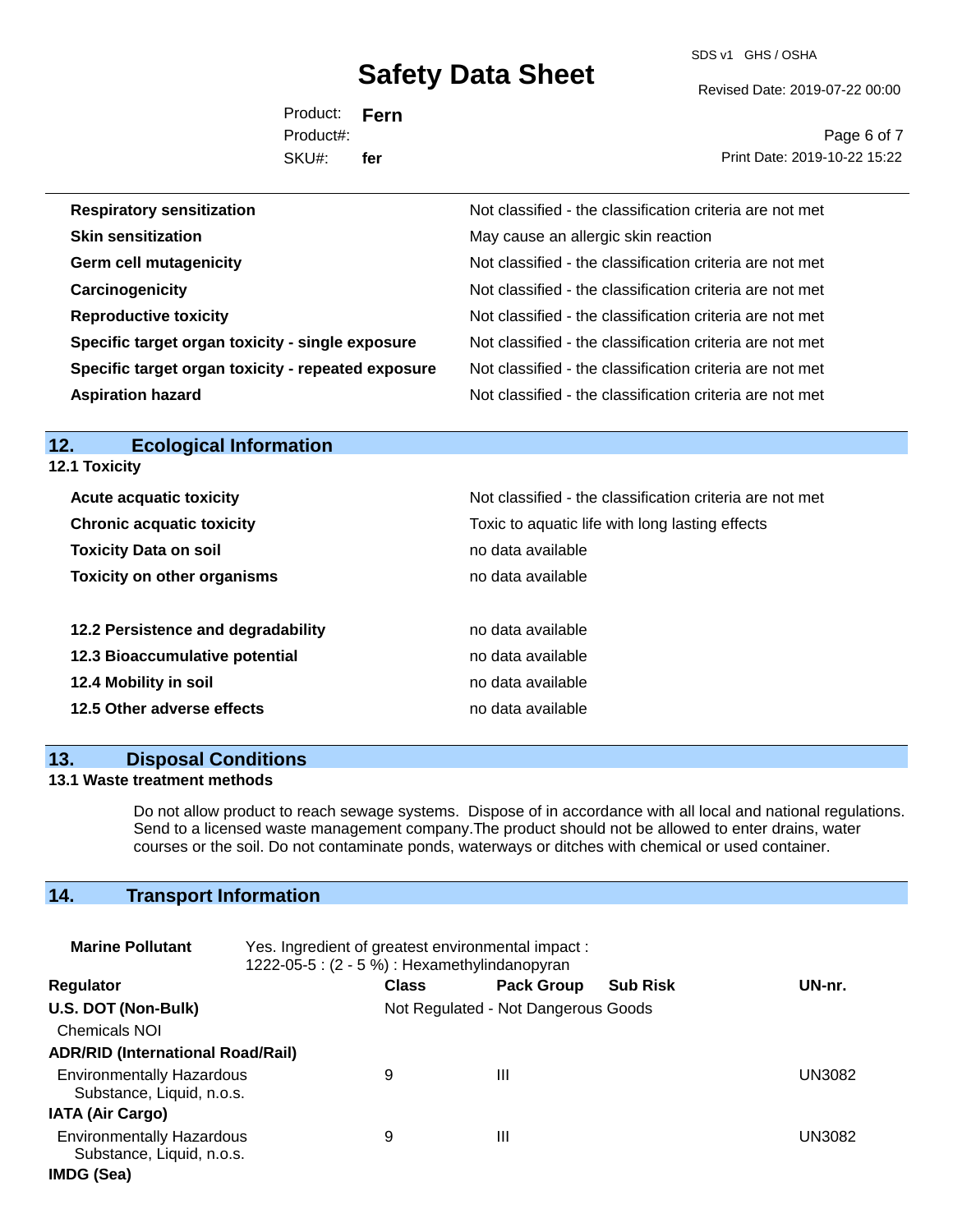| | |
|---|---|
| **Respiratory sensitization** | Not classified - the classification criteria are not met |
| **Skin sensitization** | May cause an allergic skin reaction |
| **Germ cell mutagenicity** | Not classified - the classification criteria are not met |
| **Carcinogenicity** | Not classified - the classification criteria are not met |
| **Reproductive toxicity** | Not classified - the classification criteria are not met |
| **Specific target organ toxicity - single exposure** | Not classified - the classification criteria are not met |
| **Specific target organ toxicity - repeated exposure** | Not classified - the classification criteria are not met |
| **Aspiration hazard** | Not classified - the classification criteria are not met |

## 12. Ecological Information

### 12.1 Toxicity

| | |
|---|---|
| **Acute acquatic toxicity** | Not classified - the classification criteria are not met |
| **Chronic acquatic toxicity** | Toxic to aquatic life with long lasting effects |
| **Toxicity Data on soil** | no data available |
| **Toxicity on other organisms** | no data available |

| | |
|---|---|
| **12.2 Persistence and degradability** | no data available |
| **12.3 Bioaccumulative potential** | no data available |
| **12.4 Mobility in soil** | no data available |
| **12.5 Other adverse effects** | no data available |

## 13. Disposal Conditions

### 13.1 Waste treatment methods

Do not allow product to reach sewage systems. Dispose of in accordance with all local and national regulations. Send to a licensed waste management company.The product should not be allowed to enter drains, water courses or the soil. Do not contaminate ponds, waterways or ditches with chemical or used container.

## 14. Transport Information

**Marine Pollutant** Yes. Ingredient of greatest environmental impact : 1222-05-5 : (2 - 5 %) : Hexamethylindanopyran

| Regulator | Class | Pack Group | Sub Risk | UN-nr. |
|---|---|---|---|---|
| **U.S. DOT (Non-Bulk)** | Not Regulated - Not Dangerous Goods | | | |
| Chemicals NOI | | | | |
| **ADR/RID (International Road/Rail)** | | | | |
| Environmentally Hazardous Substance, Liquid, n.o.s. | 9 | III | | UN3082 |
| **IATA (Air Cargo)** | | | | |
| Environmentally Hazardous Substance, Liquid, n.o.s. | 9 | III | | UN3082 |
| **IMDG (Sea)** | | | | |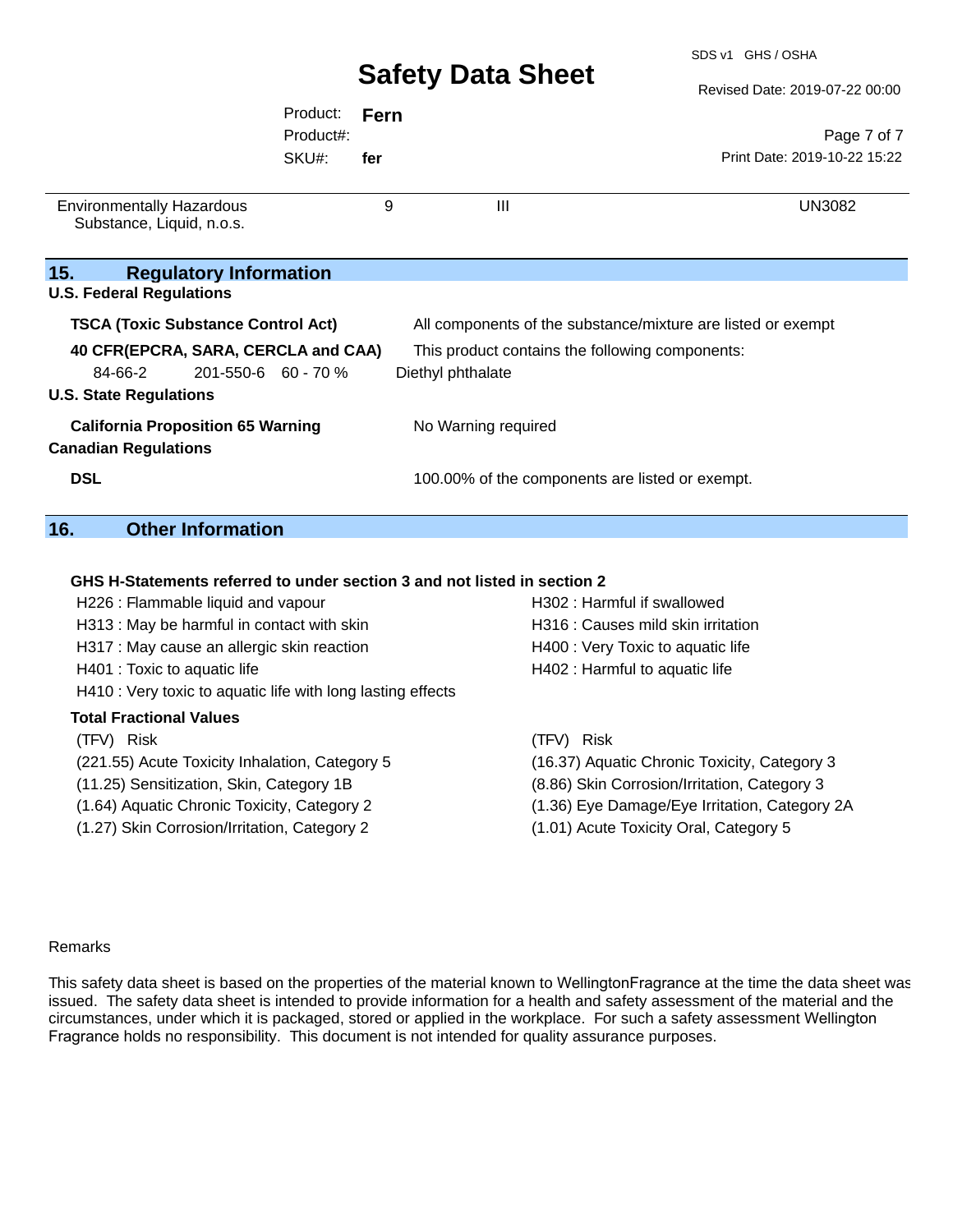| | | | |
|---|---|---|---|
| Environmentally Hazardous Substance, Liquid, n.o.s. | 9 | III | UN3082 |

## 15. Regulatory Information

**U.S. Federal Regulations**

**TSCA (Toxic Substance Control Act)** — All components of the substance/mixture are listed or exempt

**40 CFR(EPCRA, SARA, CERCLA and CAA)** — This product contains the following components:

| | | | |
|---|---|---|---|
| 84-66-2 | 201-550-6 | 60 - 70 % | Diethyl phthalate |

**U.S. State Regulations**

**California Proposition 65 Warning** — No Warning required

**Canadian Regulations**

**DSL** — 100.00% of the components are listed or exempt.

## 16. Other Information

**GHS H-Statements referred to under section 3 and not listed in section 2**

- H226 : Flammable liquid and vapour
- H302 : Harmful if swallowed
- H313 : May be harmful in contact with skin
- H316 : Causes mild skin irritation
- H317 : May cause an allergic skin reaction
- H400 : Very Toxic to aquatic life
- H401 : Toxic to aquatic life
- H402 : Harmful to aquatic life
- H410 : Very toxic to aquatic life with long lasting effects

**Total Fractional Values**

| (TFV) | Risk | (TFV) | Risk |
|---|---|---|---|
| (221.55) | Acute Toxicity Inhalation, Category 5 | (16.37) | Aquatic Chronic Toxicity, Category 3 |
| (11.25) | Sensitization, Skin, Category 1B | (8.86) | Skin Corrosion/Irritation, Category 3 |
| (1.64) | Aquatic Chronic Toxicity, Category 2 | (1.36) | Eye Damage/Eye Irritation, Category 2A |
| (1.27) | Skin Corrosion/Irritation, Category 2 | (1.01) | Acute Toxicity Oral, Category 5 |

Remarks

This safety data sheet is based on the properties of the material known to WellingtonFragrance at the time the data sheet was issued. The safety data sheet is intended to provide information for a health and safety assessment of the material and the circumstances, under which it is packaged, stored or applied in the workplace. For such a safety assessment Wellington Fragrance holds no responsibility. This document is not intended for quality assurance purposes.